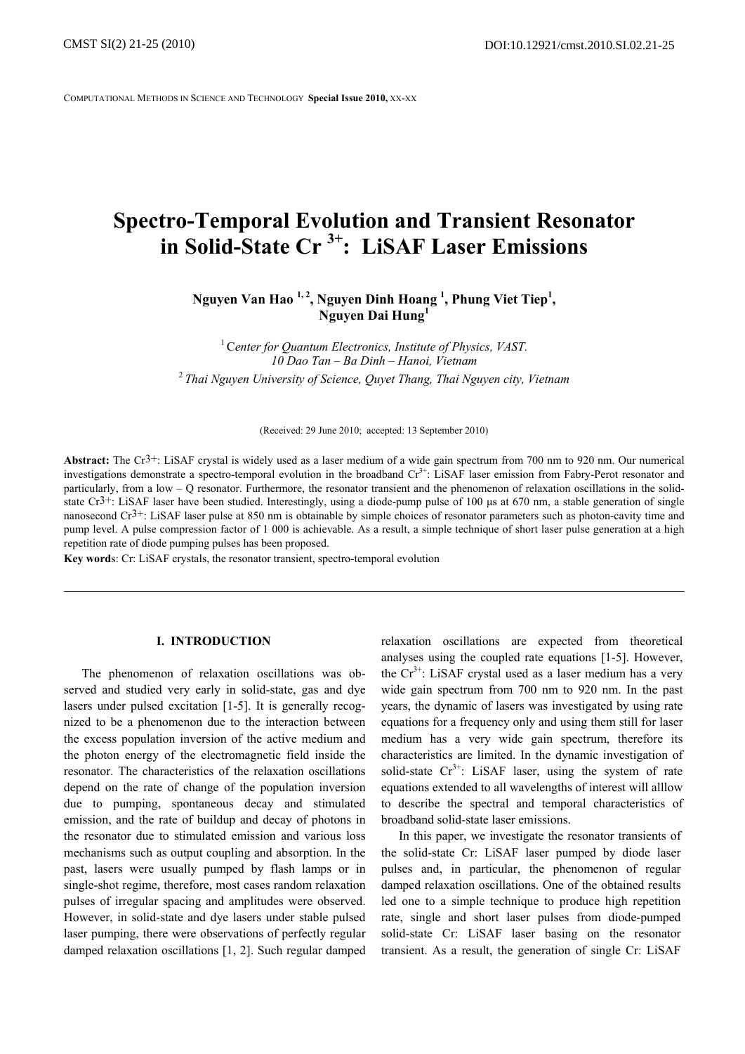# Spectro-Temporal Evolution and Transient Resonator in Solid-State $Cr^{3+}$: LiSAF Laser Emissions

**Nguyen Van Hao [1, 2], Nguyen Dinh Hoang [1], Phung Viet Tiep[1], Nguyen Dai Hung[1]**

[1] *Center for Quantum Electronics, Institute of Physics, VAST. 10 Dao Tan – Ba Dinh – Hanoi, Vietnam*

[2] *Thai Nguyen University of Science, Quyet Thang, Thai Nguyen city, Vietnam*

(Received: 29 June 2010; accepted: 13 September 2010)

**Abstract:** The $Cr^{3+}$: LiSAF crystal is widely used as a laser medium of a wide gain spectrum from 700 nm to 920 nm. Our numerical investigations demonstrate a spectro-temporal evolution in the broadband $Cr^{3+}$: LiSAF laser emission from Fabry-Perot resonator and particularly, from a low – Q resonator. Furthermore, the resonator transient and the phenomenon of relaxation oscillations in the solid-state $Cr^{3+}$: LiSAF laser have been studied. Interestingly, using a diode-pump pulse of 100 μs at 670 nm, a stable generation of single nanosecond $Cr^{3+}$: LiSAF laser pulse at 850 nm is obtainable by simple choices of resonator parameters such as photon-cavity time and pump level. A pulse compression factor of 1 000 is achievable. As a result, a simple technique of short laser pulse generation at a high repetition rate of diode pumping pulses has been proposed.

**Key words**: Cr: LiSAF crystals, the resonator transient, spectro-temporal evolution

## I. INTRODUCTION

The phenomenon of relaxation oscillations was observed and studied very early in solid-state, gas and dye lasers under pulsed excitation [1-5]. It is generally recognized to be a phenomenon due to the interaction between the excess population inversion of the active medium and the photon energy of the electromagnetic field inside the resonator. The characteristics of the relaxation oscillations depend on the rate of change of the population inversion due to pumping, spontaneous decay and stimulated emission, and the rate of buildup and decay of photons in the resonator due to stimulated emission and various loss mechanisms such as output coupling and absorption. In the past, lasers were usually pumped by flash lamps or in single-shot regime, therefore, most cases random relaxation pulses of irregular spacing and amplitudes were observed. However, in solid-state and dye lasers under stable pulsed laser pumping, there were observations of perfectly regular damped relaxation oscillations [1, 2]. Such regular damped relaxation oscillations are expected from theoretical analyses using the coupled rate equations [1-5]. However, the $Cr^{3+}$: LiSAF crystal used as a laser medium has a very wide gain spectrum from 700 nm to 920 nm. In the past years, the dynamic of lasers was investigated by using rate equations for a frequency only and using them still for laser medium has a very wide gain spectrum, therefore its characteristics are limited. In the dynamic investigation of solid-state $Cr^{3+}$: LiSAF laser, using the system of rate equations extended to all wavelengths of interest will alllow to describe the spectral and temporal characteristics of broadband solid-state laser emissions.

In this paper, we investigate the resonator transients of the solid-state Cr: LiSAF laser pumped by diode laser pulses and, in particular, the phenomenon of regular damped relaxation oscillations. One of the obtained results led one to a simple technique to produce high repetition rate, single and short laser pulses from diode-pumped solid-state Cr: LiSAF laser basing on the resonator transient. As a result, the generation of single Cr: LiSAF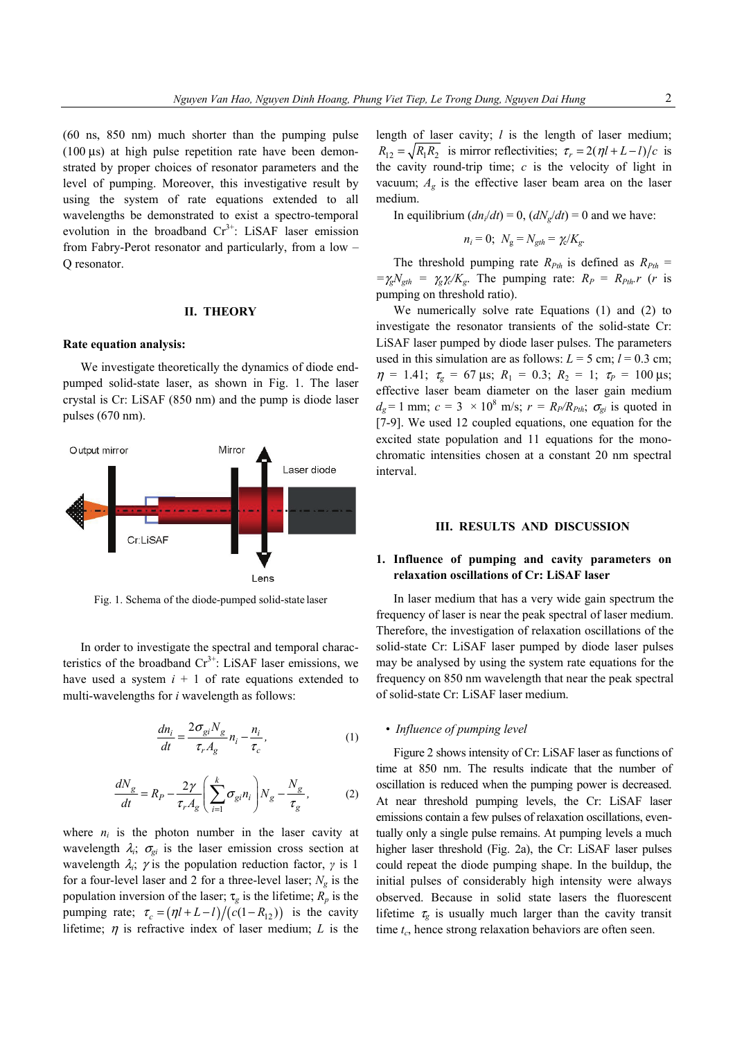(60 ns, 850 nm) much shorter than the pumping pulse (100 µs) at high pulse repetition rate have been demonstrated by proper choices of resonator parameters and the level of pumping. Moreover, this investigative result by using the system of rate equations extended to all wavelengths be demonstrated to exist a spectro-temporal evolution in the broadband $Cr^{3+}$: LiSAF laser emission from Fabry-Perot resonator and particularly, from a low – Q resonator.

## II. THEORY

**Rate equation analysis:**

We investigate theoretically the dynamics of diode end-pumped solid-state laser, as shown in Fig. 1. The laser crystal is Cr: LiSAF (850 nm) and the pump is diode laser pulses (670 nm).

Fig. 1. Schema of the diode-pumped solid-state laser

In order to investigate the spectral and temporal characteristics of the broadband $Cr^{3+}$: LiSAF laser emissions, we have used a system $i$ + 1 of rate equations extended to multi-wavelengths for $i$ wavelength as follows:

$$\frac{dn_i}{dt} = \frac{2\sigma_{gi} N_g}{\tau_r A_g} n_i - \frac{n_i}{\tau_c}, \tag{1}$$

$$\frac{dN_g}{dt} = R_P - \frac{2\gamma}{\tau_r A_g}\left(\sum_{i=1}^{k} \sigma_{gi} n_i\right) N_g - \frac{N_g}{\tau_g}, \tag{2}$$

where $n_i$ is the photon number in the laser cavity at wavelength $\lambda_i$; $\sigma_{gi}$ is the laser emission cross section at wavelength $\lambda_i$; $\gamma$ is the population reduction factor, $\gamma$ is 1 for a four-level laser and 2 for a three-level laser; $N_g$ is the population inversion of the laser; $\tau_g$ is the lifetime; $R_p$ is the pumping rate; $\tau_c = (\eta l + L - l)/(c(1-R_{12}))$ is the cavity lifetime; $\eta$ is refractive index of laser medium; $L$ is the length of laser cavity; $l$ is the length of laser medium; $R_{12} = \sqrt{R_1 R_2}$ is mirror reflectivities; $\tau_r = 2(\eta l + L - l)/c$ is the cavity round-trip time; $c$ is the velocity of light in vacuum; $A_g$ is the effective laser beam area on the laser medium.

In equilibrium $(dn_i/dt) = 0$, $(dN_g/dt) = 0$ and we have:

$$n_i = 0; \; N_g = N_{gth} = \gamma_c/K_g.$$

The threshold pumping rate $R_{Pth}$ is defined as $R_{Pth} = \gamma_g N_{gth} = \gamma_g \gamma_c/K_g$. The pumping rate: $R_P = R_{Pth}.r$ ($r$ is pumping on threshold ratio).

We numerically solve rate Equations (1) and (2) to investigate the resonator transients of the solid-state Cr: LiSAF laser pumped by diode laser pulses. The parameters used in this simulation are as follows: $L$ = 5 cm; $l$ = 0.3 cm; $\eta$ = 1.41; $\tau_g$ = 67 µs; $R_1$ = 0.3; $R_2$ = 1; $\tau_P$ = 100 µs; effective laser beam diameter on the laser gain medium $d_g$ = 1 mm; $c$ = 3 × $10^8$ m/s; $r = R_P/R_{Pth}$; $\sigma_{gi}$ is quoted in [7-9]. We used 12 coupled equations, one equation for the excited state population and 11 equations for the monochromatic intensities chosen at a constant 20 nm spectral interval.

## III. RESULTS AND DISCUSSION

### 1. Influence of pumping and cavity parameters on relaxation oscillations of Cr: LiSAF laser

In laser medium that has a very wide gain spectrum the frequency of laser is near the peak spectral of laser medium. Therefore, the investigation of relaxation oscillations of the solid-state Cr: LiSAF laser pumped by diode laser pulses may be analysed by using the system rate equations for the frequency on 850 nm wavelength that near the peak spectral of solid-state Cr: LiSAF laser medium.

- *Influence of pumping level*

Figure 2 shows intensity of Cr: LiSAF laser as functions of time at 850 nm. The results indicate that the number of oscillation is reduced when the pumping power is decreased. At near threshold pumping levels, the Cr: LiSAF laser emissions contain a few pulses of relaxation oscillations, eventually only a single pulse remains. At pumping levels a much higher laser threshold (Fig. 2a), the Cr: LiSAF laser pulses could repeat the diode pumping shape. In the buildup, the initial pulses of considerably high intensity were always observed. Because in solid state lasers the fluorescent lifetime $\tau_g$ is usually much larger than the cavity transit time $t_c$, hence strong relaxation behaviors are often seen.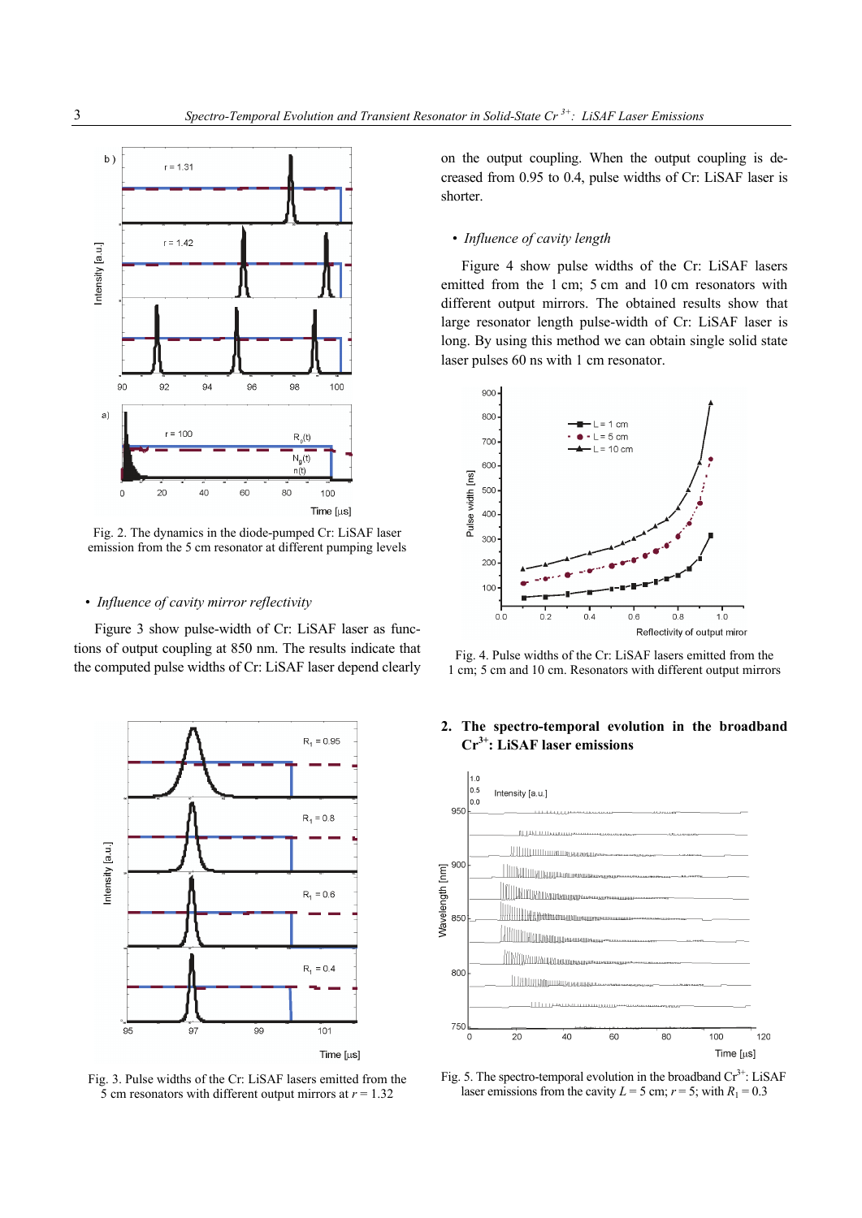Fig. 2. The dynamics in the diode-pumped Cr: LiSAF laser emission from the 5 cm resonator at different pumping levels

- *Influence of cavity mirror reflectivity*

Figure 3 show pulse-width of Cr: LiSAF laser as functions of output coupling at 850 nm. The results indicate that the computed pulse widths of Cr: LiSAF laser depend clearly on the output coupling. When the output coupling is decreased from 0.95 to 0.4, pulse widths of Cr: LiSAF laser is shorter.

Fig. 3. Pulse widths of the Cr: LiSAF lasers emitted from the 5 cm resonators with different output mirrors at $r = 1.32$

- *Influence of cavity length*

Figure 4 show pulse widths of the Cr: LiSAF lasers emitted from the 1 cm; 5 cm and 10 cm resonators with different output mirrors. The obtained results show that large resonator length pulse-width of Cr: LiSAF laser is long. By using this method we can obtain single solid state laser pulses 60 ns with 1 cm resonator.

Fig. 4. Pulse widths of the Cr: LiSAF lasers emitted from the 1 cm; 5 cm and 10 cm. Resonators with different output mirrors

## 2. The spectro-temporal evolution in the broadband $Cr^{3+}$: LiSAF laser emissions

Fig. 5. The spectro-temporal evolution in the broadband $Cr^{3+}$: LiSAF laser emissions from the cavity $L = 5$ cm; $r = 5$; with $R_1 = 0.3$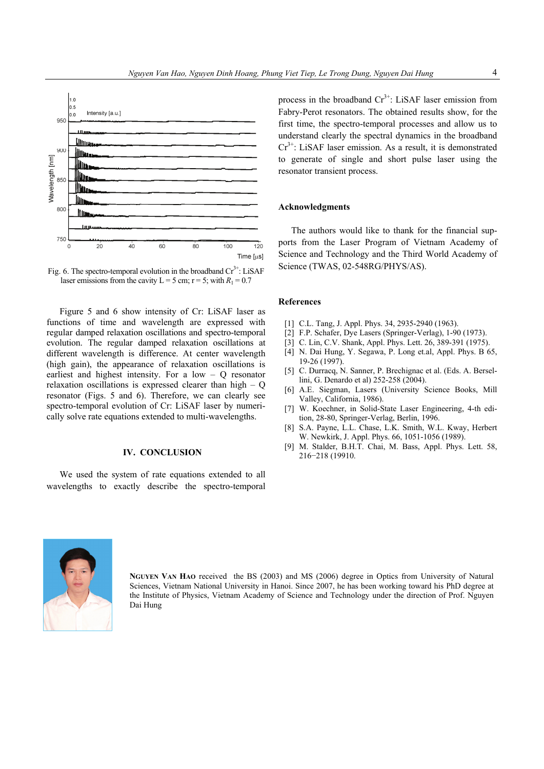Fig. 6. The spectro-temporal evolution in the broadband $Cr^{3+}$: LiSAF laser emissions from the cavity L = 5 cm; r = 5; with $R_1 = 0.7$

Figure 5 and 6 show intensity of Cr: LiSAF laser as functions of time and wavelength are expressed with regular damped relaxation oscillations and spectro-temporal evolution. The regular damped relaxation oscillations at different wavelength is difference. At center wavelength (high gain), the appearance of relaxation oscillations is earliest and highest intensity. For a low – Q resonator relaxation oscillations is expressed clearer than high – Q resonator (Figs. 5 and 6). Therefore, we can clearly see spectro-temporal evolution of Cr: LiSAF laser by numerically solve rate equations extended to multi-wavelengths.

## IV. CONCLUSION

We used the system of rate equations extended to all wavelengths to exactly describe the spectro-temporal process in the broadband $Cr^{3+}$: LiSAF laser emission from Fabry-Perot resonators. The obtained results show, for the first time, the spectro-temporal processes and allow us to understand clearly the spectral dynamics in the broadband $Cr^{3+}$: LiSAF laser emission. As a result, it is demonstrated to generate of single and short pulse laser using the resonator transient process.

### Acknowledgments

The authors would like to thank for the financial supports from the Laser Program of Vietnam Academy of Science and Technology and the Third World Academy of Science (TWAS, 02-548RG/PHYS/AS).

### References

[1] C.L. Tang, J. Appl. Phys. 34, 2935-2940 (1963).
[2] F.P. Schafer, Dye Lasers (Springer-Verlag), 1-90 (1973).
[3] C. Lin, C.V. Shank, Appl. Phys. Lett. 26, 389-391 (1975).
[4] N. Dai Hung, Y. Segawa, P. Long et.al, Appl. Phys. B 65, 19-26 (1997).
[5] C. Durracq, N. Sanner, P. Brechignac et al. (Eds. A. Bersellini, G. Denardo et al) 252-258 (2004).
[6] A.E. Siegman, Lasers (University Science Books, Mill Valley, California, 1986).
[7] W. Koechner, in Solid-State Laser Engineering, 4-th edition, 28-80, Springer-Verlag, Berlin, 1996.
[8] S.A. Payne, L.L. Chase, L.K. Smith, W.L. Kway, Herbert W. Newkirk, J. Appl. Phys. 66, 1051-1056 (1989).
[9] M. Stalder, B.H.T. Chai, M. Bass, Appl. Phys. Lett. 58, 216−218 (19910.

**Nguyen Van Hao** received the BS (2003) and MS (2006) degree in Optics from University of Natural Sciences, Vietnam National University in Hanoi. Since 2007, he has been working toward his PhD degree at the Institute of Physics, Vietnam Academy of Science and Technology under the direction of Prof. Nguyen Dai Hung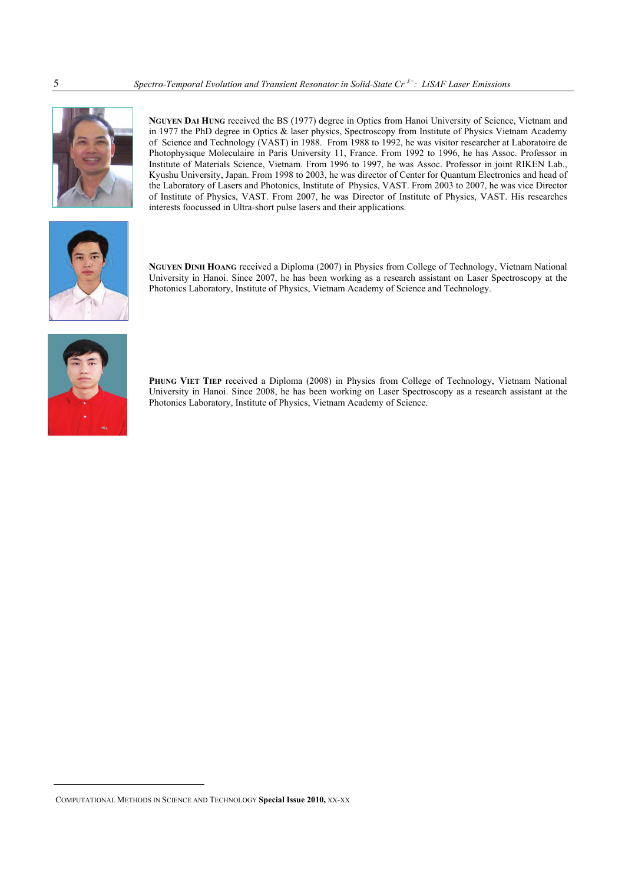**NGUYEN DAI HUNG** received the BS (1977) degree in Optics from Hanoi University of Science, Vietnam and in 1977 the PhD degree in Optics & laser physics, Spectroscopy from Institute of Physics Vietnam Academy of Science and Technology (VAST) in 1988. From 1988 to 1992, he was visitor researcher at Laboratoire de Photophysique Moleculaire in Paris University 11, France. From 1992 to 1996, he has Assoc. Professor in Institute of Materials Science, Vietnam. From 1996 to 1997, he was Assoc. Professor in joint RIKEN Lab., Kyushu University, Japan. From 1998 to 2003, he was director of Center for Quantum Electronics and head of the Laboratory of Lasers and Photonics, Institute of Physics, VAST. From 2003 to 2007, he was vice Director of Institute of Physics, VAST. From 2007, he was Director of Institute of Physics, VAST. His researches interests foocussed in Ultra-short pulse lasers and their applications.

**NGUYEN DINH HOANG** received a Diploma (2007) in Physics from College of Technology, Vietnam National University in Hanoi. Since 2007, he has been working as a research assistant on Laser Spectroscopy at the Photonics Laboratory, Institute of Physics, Vietnam Academy of Science and Technology.

**PHUNG VIET TIEP** received a Diploma (2008) in Physics from College of Technology, Vietnam National University in Hanoi. Since 2008, he has been working on Laser Spectroscopy as a research assistant at the Photonics Laboratory, Institute of Physics, Vietnam Academy of Science.